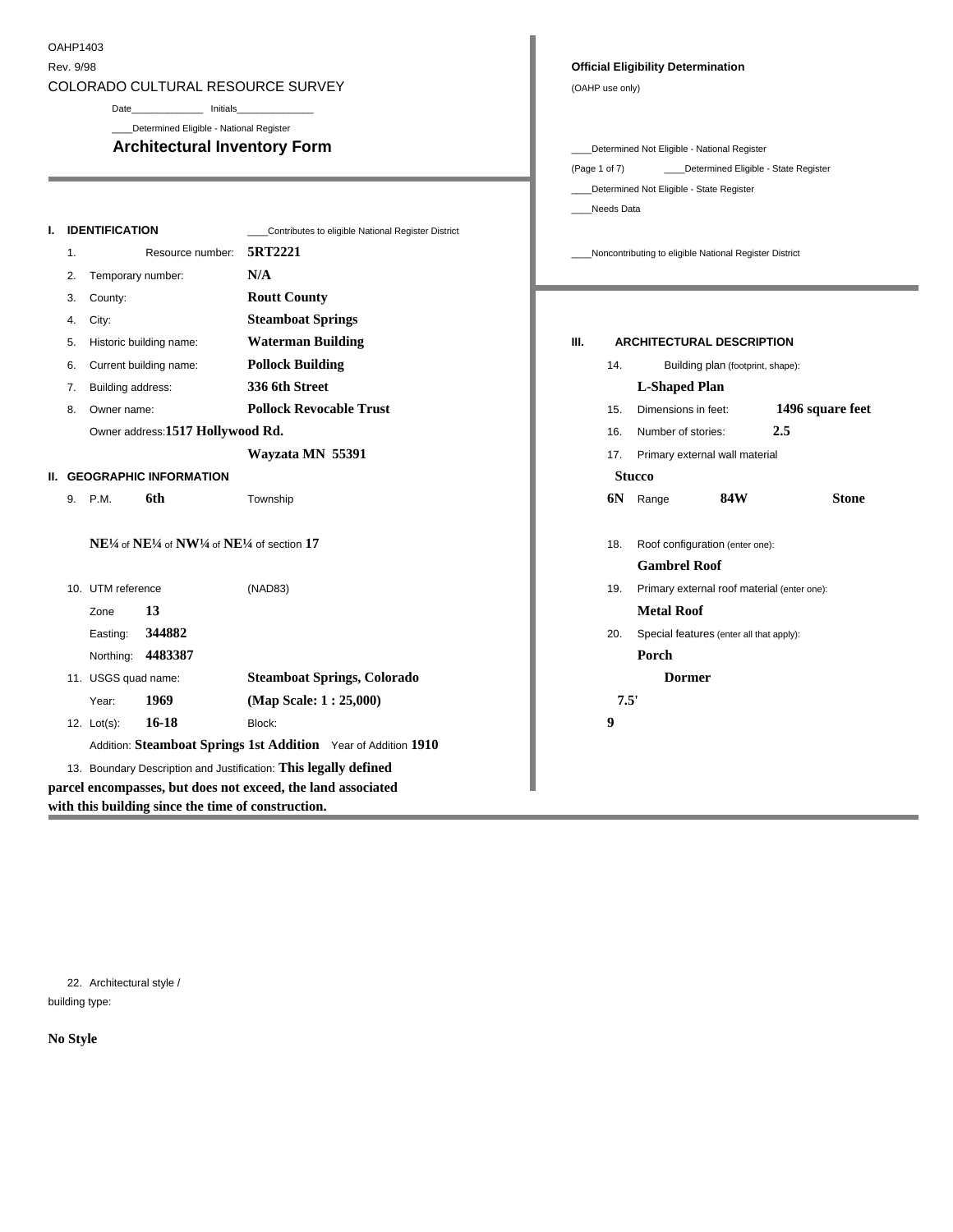OAHP1403

Rev. 9/98

COLORADO CULTURAL RESOURCE SURVEY

# Architectural Inventory Form

**Official Eligibility Determination**

(OAHP use only)

Date_____________ Initials______________

____Determined Eligible - National Register

____Determined Not Eligible - National Register

____Determined Eligible - State Register

____Determined Not Eligible - State Register

____Needs Data

____Contributes to eligible National Register District

____Noncontributing to eligible National Register District

## I. IDENTIFICATION

1. Resource number: **5RT2221**
2. Temporary number: **N/A**
3. County: **Routt County**
4. City: **Steamboat Springs**
5. Historic building name: **Waterman Building**
6. Current building name: **Pollock Building**
7. Building address: **336 6th Street**
8. Owner name: **Pollock Revocable Trust**

   Owner address: **1517 Hollywood Rd.**

   **Wayzata MN 55391**

## II. GEOGRAPHIC INFORMATION

9. P.M. **6th** Township **6N** Range **84W**

   **NE¼** of **NE¼** of **NW¼** of **NE¼** of section **17**

10. UTM reference (NAD83)

    Zone **13**

    Easting: **344882**

    Northing: **4483387**

11. USGS quad name: **Steamboat Springs, Colorado**

    Year: **1969** **(Map Scale: 1 : 25,000)** **7.5'**

12. Lot(s): **16-18** Block: **9**

    Addition: **Steamboat Springs 1st Addition** Year of Addition **1910**

13. Boundary Description and Justification: **This legally defined parcel encompasses, but does not exceed, the land associated with this building since the time of construction.**

## III. ARCHITECTURAL DESCRIPTION

14. Building plan (footprint, shape): **L-Shaped Plan**
15. Dimensions in feet: **1496 square feet**
16. Number of stories: **2.5**
17. Primary external wall material: **Stucco**

    **Stone**

18. Roof configuration (enter one): **Gambrel Roof**
19. Primary external roof material (enter one): **Metal Roof**
20. Special features (enter all that apply): **Porch**

    **Dormer**

22. Architectural style / building type:

**No Style**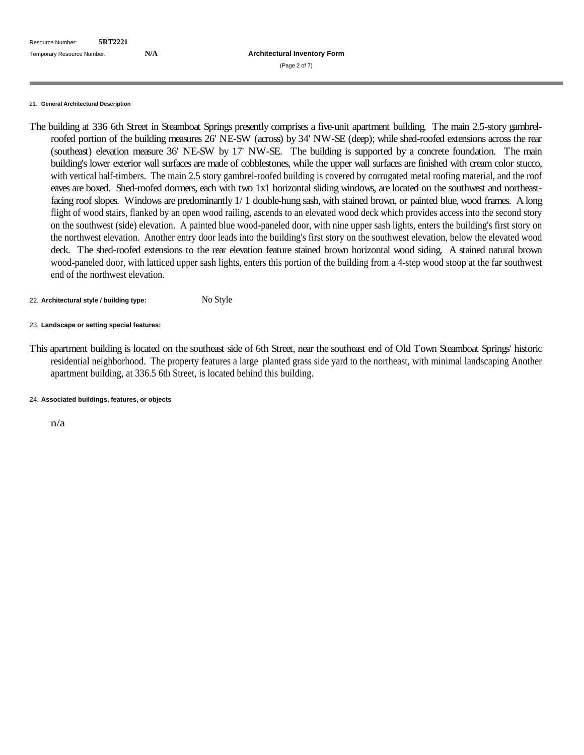Resource Number: **5RT2221**

Temporary Resource Number: **N/A**

**Architectural Inventory Form**

21. **General Architectural Description**

The building at 336 6th Street in Steamboat Springs presently comprises a five-unit apartment building. The main 2.5-story gambrel-roofed portion of the building measures 26' NE-SW (across) by 34' NW-SE (deep); while shed-roofed extensions across the rear (southeast) elevation measure 36' NE-SW by 17' NW-SE. The building is supported by a concrete foundation. The main building's lower exterior wall surfaces are made of cobblestones, while the upper wall surfaces are finished with cream color stucco, with vertical half-timbers. The main 2.5 story gambrel-roofed building is covered by corrugated metal roofing material, and the roof eaves are boxed. Shed-roofed dormers, each with two 1x1 horizontal sliding windows, are located on the southwest and northeast-facing roof slopes. Windows are predominantly 1/ 1 double-hung sash, with stained brown, or painted blue, wood frames. A long flight of wood stairs, flanked by an open wood railing, ascends to an elevated wood deck which provides access into the second story on the southwest (side) elevation. A painted blue wood-paneled door, with nine upper sash lights, enters the building's first story on the northwest elevation. Another entry door leads into the building's first story on the southwest elevation, below the elevated wood deck. The shed-roofed extensions to the rear elevation feature stained brown horizontal wood siding. A stained natural brown wood-paneled door, with latticed upper sash lights, enters this portion of the building from a 4-step wood stoop at the far southwest end of the northwest elevation.

22. **Architectural style / building type:** No Style

23. **Landscape or setting special features:**

This apartment building is located on the southeast side of 6th Street, near the southeast end of Old Town Steamboat Springs' historic residential neighborhood. The property features a large planted grass side yard to the northeast, with minimal landscaping Another apartment building, at 336.5 6th Street, is located behind this building.

24. **Associated buildings, features, or objects**

n/a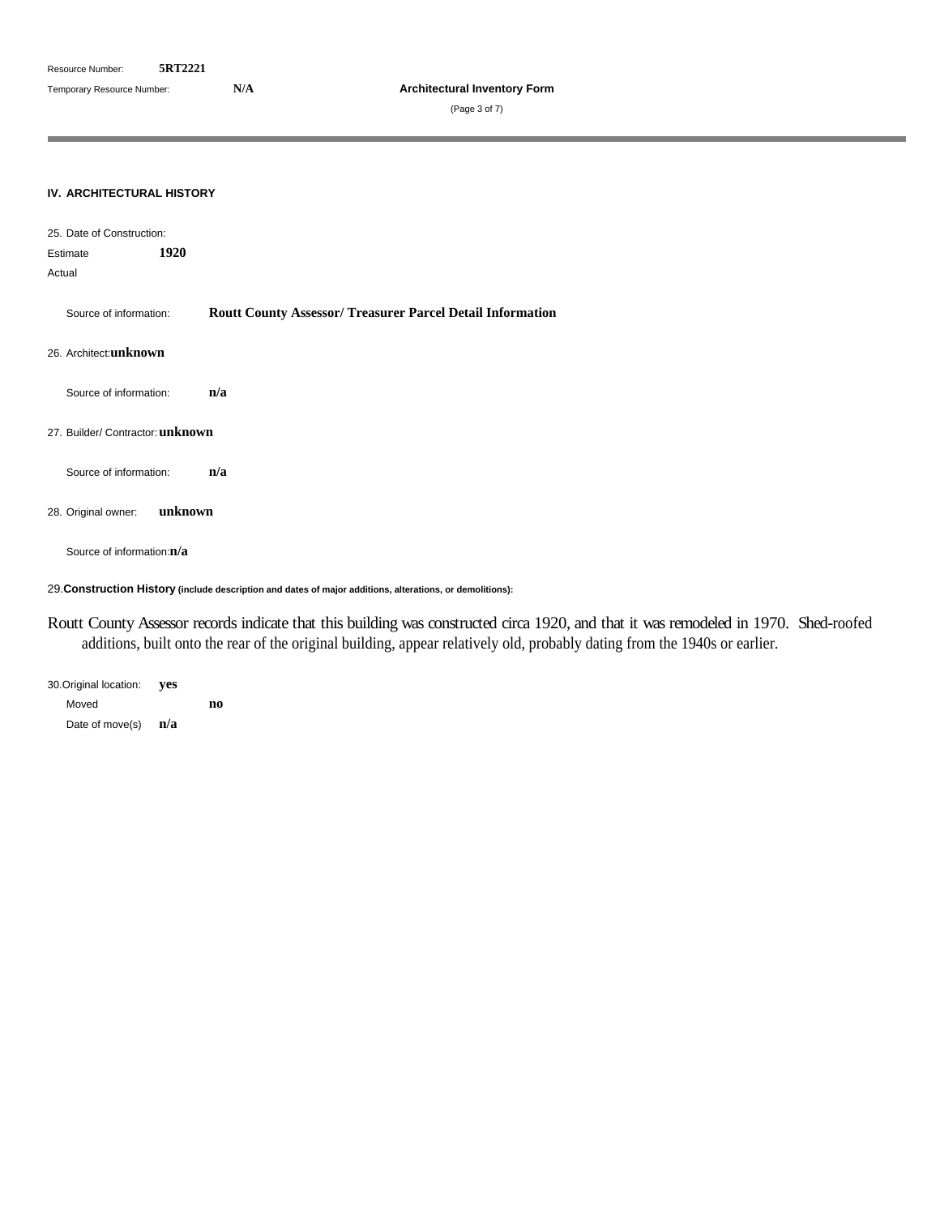Resource Number: **5RT2221**

Temporary Resource Number: **N/A**

**Architectural Inventory Form**

## IV. ARCHITECTURAL HISTORY

25. Date of Construction:

Estimate **1920**

Actual

Source of information: **Routt County Assessor/ Treasurer Parcel Detail Information**

26. Architect: **unknown**

Source of information: **n/a**

27. Builder/ Contractor: **unknown**

Source of information: **n/a**

28. Original owner: **unknown**

Source of information: **n/a**

29. **Construction History (include description and dates of major additions, alterations, or demolitions):**

Routt County Assessor records indicate that this building was constructed circa 1920, and that it was remodeled in 1970. Shed-roofed additions, built onto the rear of the original building, appear relatively old, probably dating from the 1940s or earlier.

30. Original location: **yes**

Moved **no**

Date of move(s) **n/a**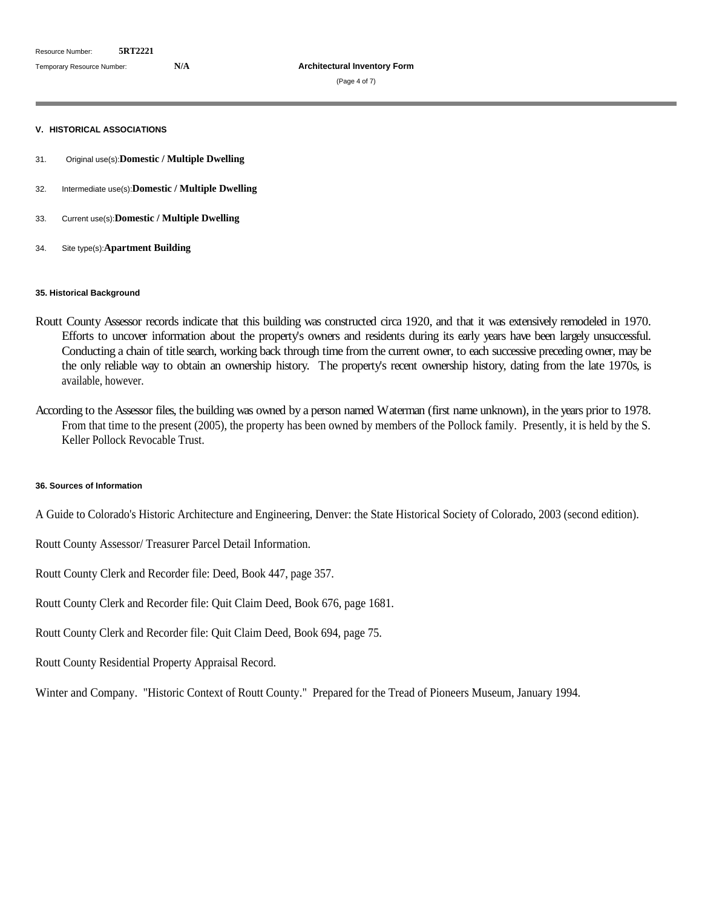Resource Number: **5RT2221**

Temporary Resource Number: **N/A**

**Architectural Inventory Form**

## V. HISTORICAL ASSOCIATIONS

31. Original use(s): **Domestic / Multiple Dwelling**

32. Intermediate use(s): **Domestic / Multiple Dwelling**

33. Current use(s): **Domestic / Multiple Dwelling**

34. Site type(s): **Apartment Building**

### 35. Historical Background

Routt County Assessor records indicate that this building was constructed circa 1920, and that it was extensively remodeled in 1970. Efforts to uncover information about the property's owners and residents during its early years have been largely unsuccessful. Conducting a chain of title search, working back through time from the current owner, to each successive preceding owner, may be the only reliable way to obtain an ownership history. The property's recent ownership history, dating from the late 1970s, is available, however.

According to the Assessor files, the building was owned by a person named Waterman (first name unknown), in the years prior to 1978. From that time to the present (2005), the property has been owned by members of the Pollock family. Presently, it is held by the S. Keller Pollock Revocable Trust.

### 36. Sources of Information

A Guide to Colorado's Historic Architecture and Engineering, Denver: the State Historical Society of Colorado, 2003 (second edition).

Routt County Assessor/ Treasurer Parcel Detail Information.

Routt County Clerk and Recorder file: Deed, Book 447, page 357.

Routt County Clerk and Recorder file: Quit Claim Deed, Book 676, page 1681.

Routt County Clerk and Recorder file: Quit Claim Deed, Book 694, page 75.

Routt County Residential Property Appraisal Record.

Winter and Company. "Historic Context of Routt County." Prepared for the Tread of Pioneers Museum, January 1994.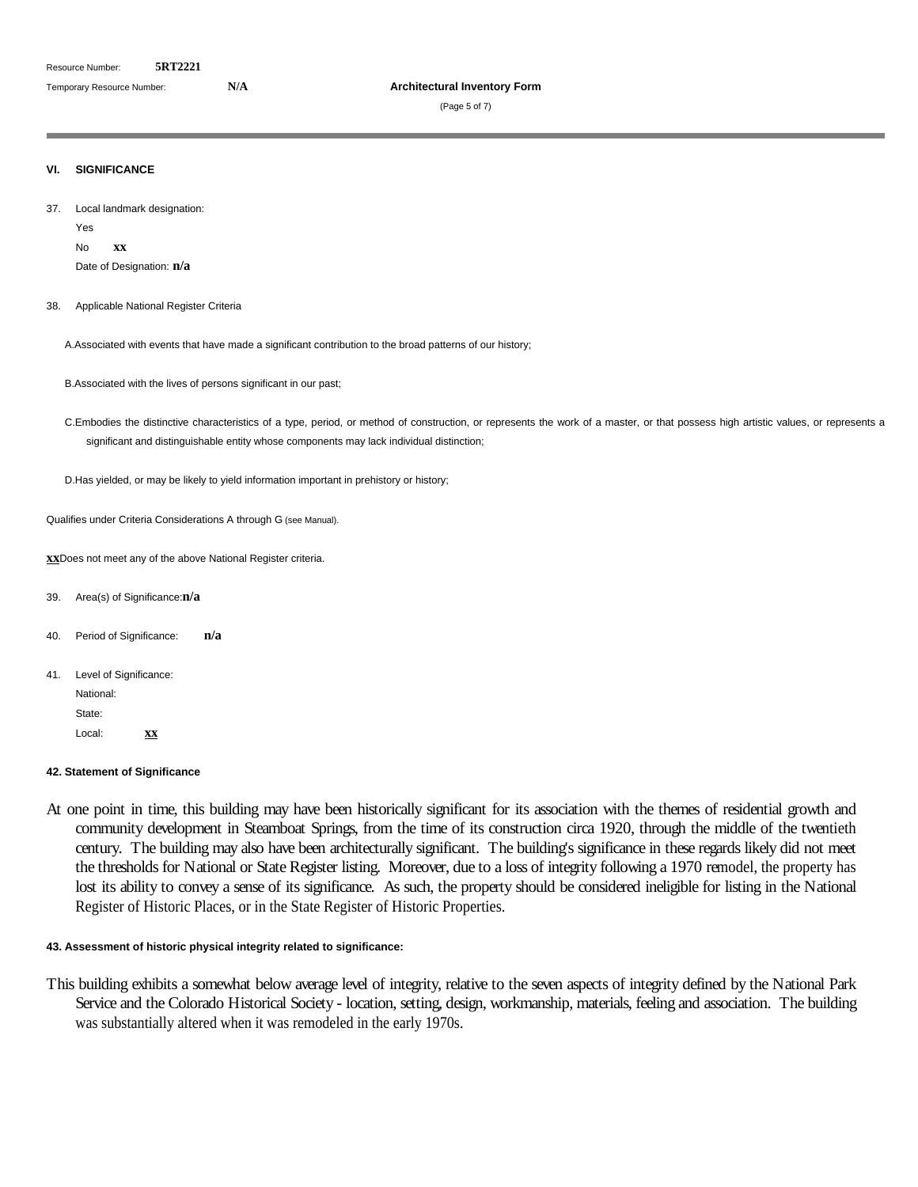Resource Number: **5RT2221**

Temporary Resource Number: **N/A**

**Architectural Inventory Form**

## VI. SIGNIFICANCE

37. Local landmark designation:

    Yes

    No **xx**

    Date of Designation: **n/a**

38. Applicable National Register Criteria

    A. Associated with events that have made a significant contribution to the broad patterns of our history;

    B. Associated with the lives of persons significant in our past;

    C. Embodies the distinctive characteristics of a type, period, or method of construction, or represents the work of a master, or that possess high artistic values, or represents a significant and distinguishable entity whose components may lack individual distinction;

    D. Has yielded, or may be likely to yield information important in prehistory or history;

Qualifies under Criteria Considerations A through G (see Manual).

**xx** Does not meet any of the above National Register criteria.

39. Area(s) of Significance: **n/a**

40. Period of Significance: **n/a**

41. Level of Significance:

    National:

    State:

    Local: **xx**

### 42. Statement of Significance

At one point in time, this building may have been historically significant for its association with the themes of residential growth and community development in Steamboat Springs, from the time of its construction circa 1920, through the middle of the twentieth century. The building may also have been architecturally significant. The building's significance in these regards likely did not meet the thresholds for National or State Register listing. Moreover, due to a loss of integrity following a 1970 remodel, the property has lost its ability to convey a sense of its significance. As such, the property should be considered ineligible for listing in the National Register of Historic Places, or in the State Register of Historic Properties.

### 43. Assessment of historic physical integrity related to significance:

This building exhibits a somewhat below average level of integrity, relative to the seven aspects of integrity defined by the National Park Service and the Colorado Historical Society - location, setting, design, workmanship, materials, feeling and association. The building was substantially altered when it was remodeled in the early 1970s.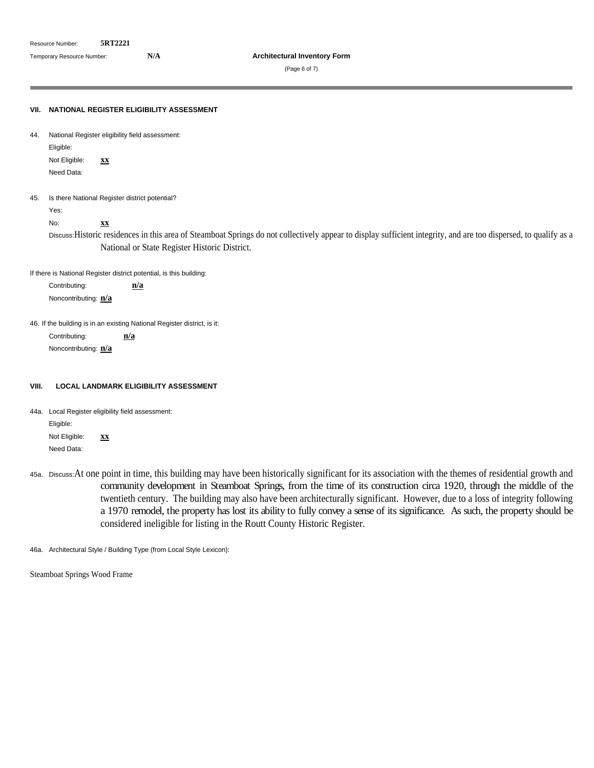Resource Number: **5RT2221**

Temporary Resource Number: **N/A**

**Architectural Inventory Form**

### VII. NATIONAL REGISTER ELIGIBILITY ASSESSMENT

44. National Register eligibility field assessment:

    Eligible:

    Not Eligible: **xx**

    Need Data:

45. Is there National Register district potential?

    Yes:

    No: **xx**

    Discuss: Historic residences in this area of Steamboat Springs do not collectively appear to display sufficient integrity, and are too dispersed, to qualify as a National or State Register Historic District.

If there is National Register district potential, is this building:

Contributing: **n/a**

Noncontributing: **n/a**

46. If the building is in an existing National Register district, is it:

    Contributing: **n/a**

    Noncontributing: **n/a**

### VIII. LOCAL LANDMARK ELIGIBILITY ASSESSMENT

44a. Local Register eligibility field assessment:

Eligible:

Not Eligible: **xx**

Need Data:

45a. Discuss: At one point in time, this building may have been historically significant for its association with the themes of residential growth and community development in Steamboat Springs, from the time of its construction circa 1920, through the middle of the twentieth century. The building may also have been architecturally significant. However, due to a loss of integrity following a 1970 remodel, the property has lost its ability to fully convey a sense of its significance. As such, the property should be considered ineligible for listing in the Routt County Historic Register.

46a. Architectural Style / Building Type (from Local Style Lexicon):

Steamboat Springs Wood Frame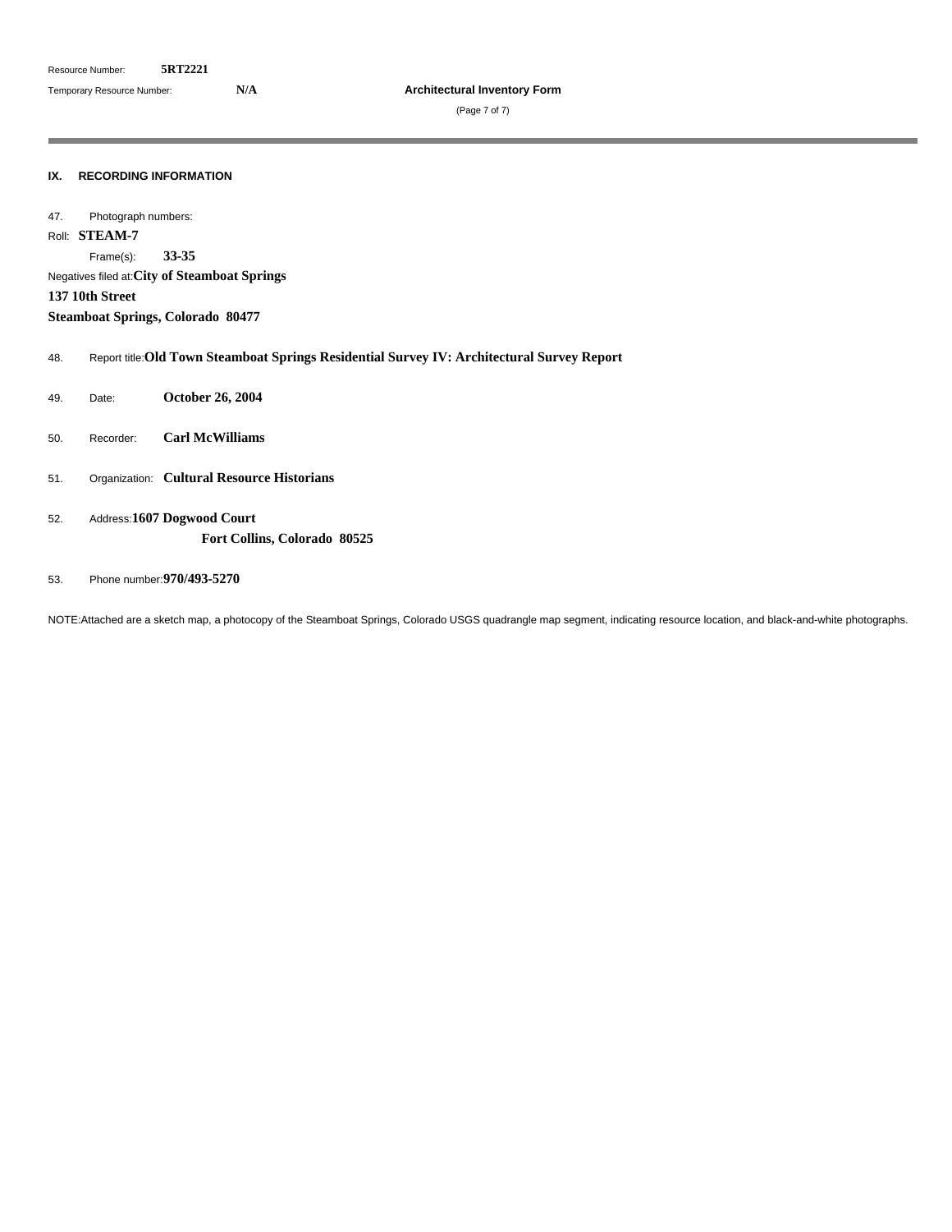Resource Number: **5RT2221**

Temporary Resource Number: **N/A**

**Architectural Inventory Form**

## IX. RECORDING INFORMATION

47. Photograph numbers:

Roll: **STEAM-7**

Frame(s): **33-35**

Negatives filed at: **City of Steamboat Springs**
**137 10th Street**
**Steamboat Springs, Colorado 80477**

48. Report title: **Old Town Steamboat Springs Residential Survey IV: Architectural Survey Report**

49. Date: **October 26, 2004**

50. Recorder: **Carl McWilliams**

51. Organization: **Cultural Resource Historians**

52. Address: **1607 Dogwood Court**
**Fort Collins, Colorado 80525**

53. Phone number: **970/493-5270**

NOTE: Attached are a sketch map, a photocopy of the Steamboat Springs, Colorado USGS quadrangle map segment, indicating resource location, and black-and-white photographs.